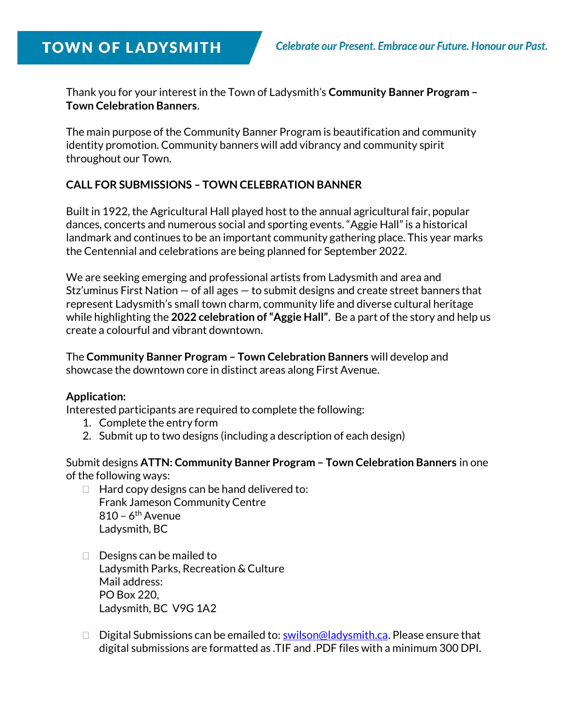# TOWN OF LADYSMITH

*Celebrate our Present. Embrace our Future. Honour our Past.*

Thank you for your interest in the Town of Ladysmith's **Community Banner Program – Town Celebration Banners**.

The main purpose of the Community Banner Program is beautification and community identity promotion. Community banners will add vibrancy and community spirit throughout our Town.

## CALL FOR SUBMISSIONS – TOWN CELEBRATION BANNER

Built in 1922, the Agricultural Hall played host to the annual agricultural fair, popular dances, concerts and numerous social and sporting events. "Aggie Hall" is a historical landmark and continues to be an important community gathering place. This year marks the Centennial and celebrations are being planned for September 2022.

We are seeking emerging and professional artists from Ladysmith and area and Stz'uminus First Nation — of all ages — to submit designs and create street banners that represent Ladysmith's small town charm, community life and diverse cultural heritage while highlighting the **2022 celebration of "Aggie Hall"**. Be a part of the story and help us create a colourful and vibrant downtown.

The **Community Banner Program – Town Celebration Banners** will develop and showcase the downtown core in distinct areas along First Avenue.

**Application:**
Interested participants are required to complete the following:

1. Complete the entry form
2. Submit up to two designs (including a description of each design)

Submit designs **ATTN: Community Banner Program – Town Celebration Banners** in one of the following ways:

- Hard copy designs can be hand delivered to:
  Frank Jameson Community Centre
  810 – 6th Avenue
  Ladysmith, BC

- Designs can be mailed to
  Ladysmith Parks, Recreation & Culture
  Mail address:
  PO Box 220,
  Ladysmith, BC V9G 1A2

- Digital Submissions can be emailed to: swilson@ladysmith.ca. Please ensure that digital submissions are formatted as .TIF and .PDF files with a minimum 300 DPI.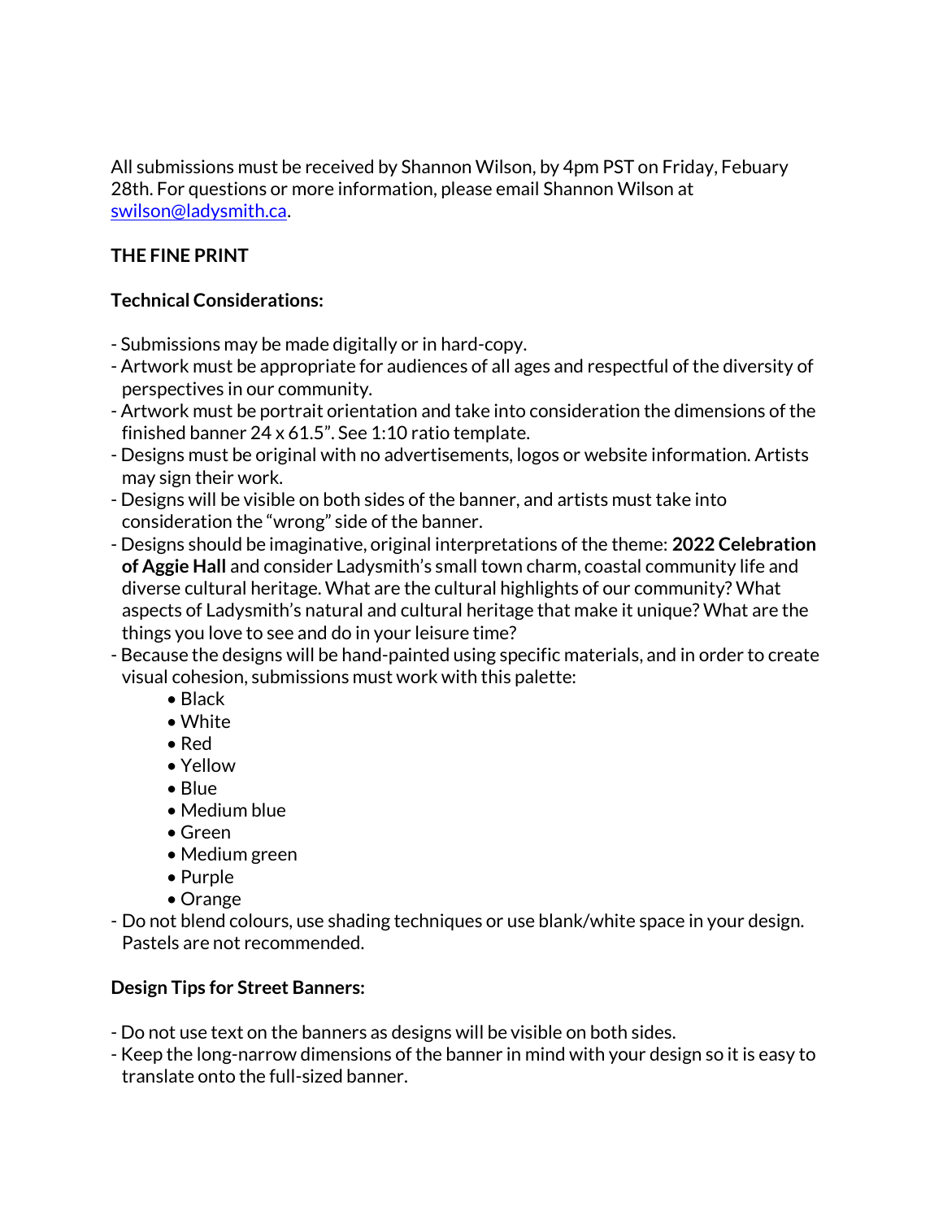All submissions must be received by Shannon Wilson, by 4pm PST on Friday, Febuary 28th. For questions or more information, please email Shannon Wilson at [swilson@ladysmith.ca](mailto:swilson@ladysmith.ca).

## THE FINE PRINT

### Technical Considerations:

- Submissions may be made digitally or in hard-copy.
- Artwork must be appropriate for audiences of all ages and respectful of the diversity of perspectives in our community.
- Artwork must be portrait orientation and take into consideration the dimensions of the finished banner 24 x 61.5". See 1:10 ratio template.
- Designs must be original with no advertisements, logos or website information. Artists may sign their work.
- Designs will be visible on both sides of the banner, and artists must take into consideration the "wrong" side of the banner.
- Designs should be imaginative, original interpretations of the theme: **2022 Celebration of Aggie Hall** and consider Ladysmith's small town charm, coastal community life and diverse cultural heritage. What are the cultural highlights of our community? What aspects of Ladysmith's natural and cultural heritage that make it unique? What are the things you love to see and do in your leisure time?
- Because the designs will be hand-painted using specific materials, and in order to create visual cohesion, submissions must work with this palette:
  - Black
  - White
  - Red
  - Yellow
  - Blue
  - Medium blue
  - Green
  - Medium green
  - Purple
  - Orange
- Do not blend colours, use shading techniques or use blank/white space in your design. Pastels are not recommended.

### Design Tips for Street Banners:

- Do not use text on the banners as designs will be visible on both sides.
- Keep the long-narrow dimensions of the banner in mind with your design so it is easy to translate onto the full-sized banner.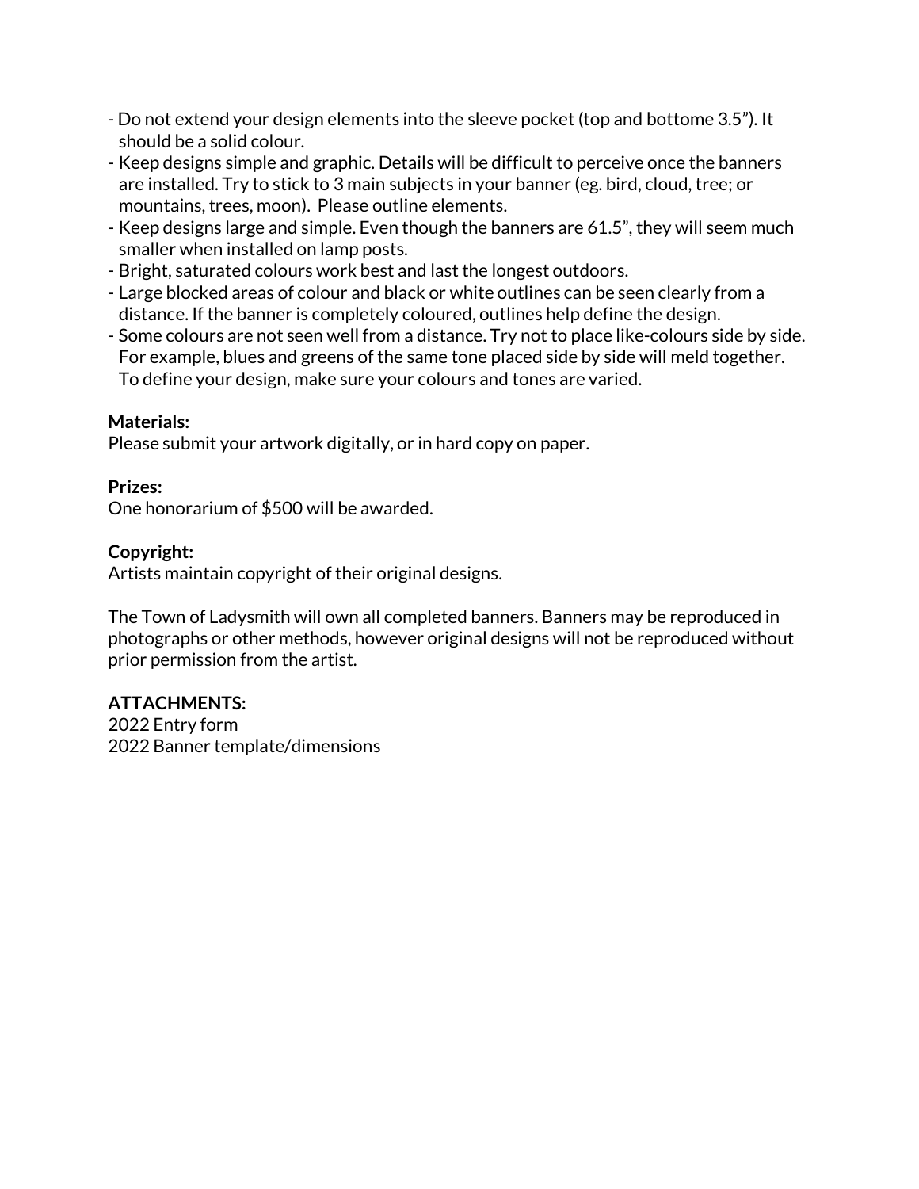- Do not extend your design elements into the sleeve pocket (top and bottome 3.5”). It should be a solid colour.
- Keep designs simple and graphic. Details will be difficult to perceive once the banners are installed. Try to stick to 3 main subjects in your banner (eg. bird, cloud, tree; or mountains, trees, moon). Please outline elements.
- Keep designs large and simple. Even though the banners are 61.5”, they will seem much smaller when installed on lamp posts.
- Bright, saturated colours work best and last the longest outdoors.
- Large blocked areas of colour and black or white outlines can be seen clearly from a distance. If the banner is completely coloured, outlines help define the design.
- Some colours are not seen well from a distance. Try not to place like-colours side by side. For example, blues and greens of the same tone placed side by side will meld together. To define your design, make sure your colours and tones are varied.

**Materials:**
Please submit your artwork digitally, or in hard copy on paper.

**Prizes:**
One honorarium of $500 will be awarded.

**Copyright:**
Artists maintain copyright of their original designs.

The Town of Ladysmith will own all completed banners. Banners may be reproduced in photographs or other methods, however original designs will not be reproduced without prior permission from the artist.

**ATTACHMENTS:**
2022 Entry form
2022 Banner template/dimensions